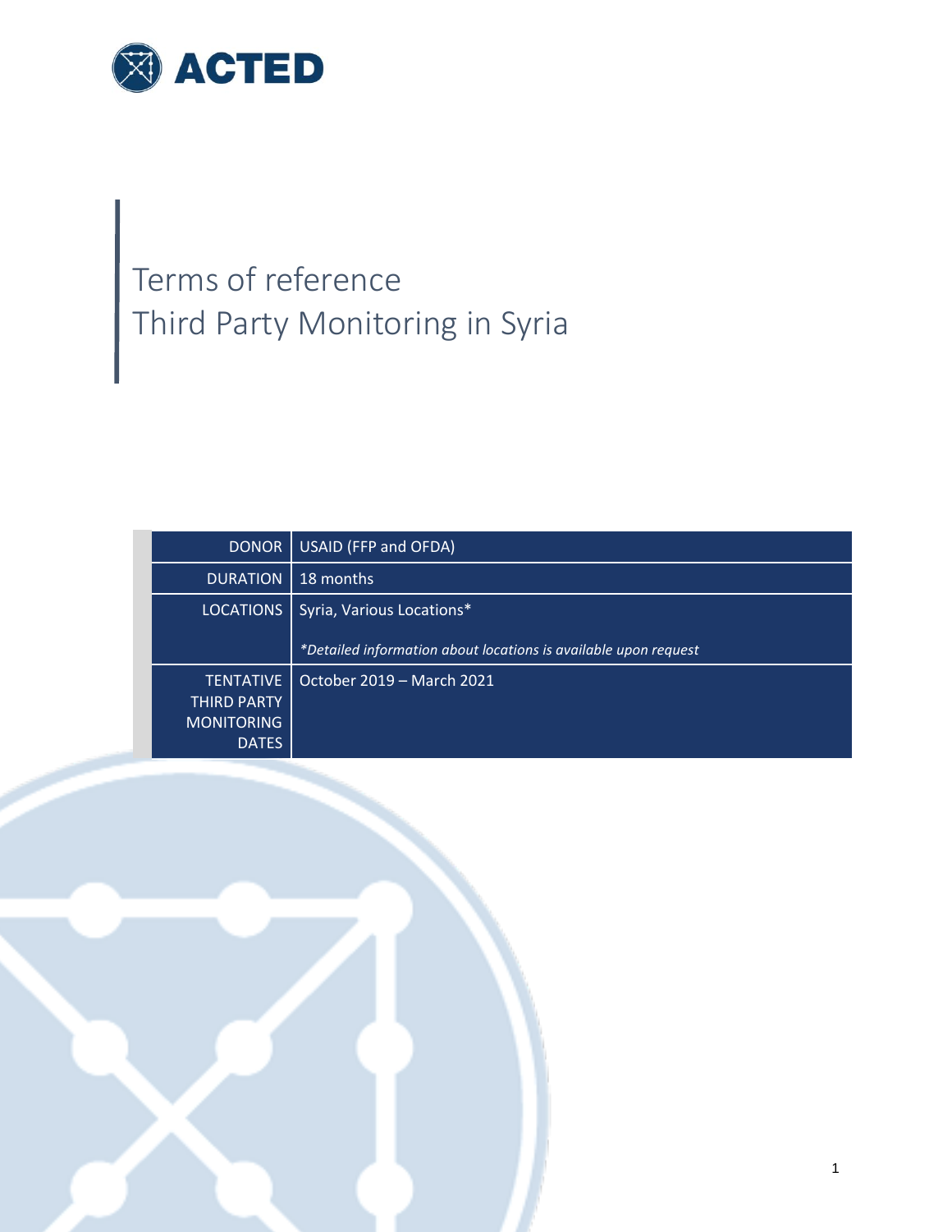ACTED

# Terms of reference
# Third Party Monitoring in Syria

| | |
|---|---|
| DONOR | USAID (FFP and OFDA) |
| DURATION | 18 months |
| LOCATIONS | Syria, Various Locations* <br> *\*Detailed information about locations is available upon request* |
| TENTATIVE THIRD PARTY MONITORING DATES | October 2019 – March 2021 |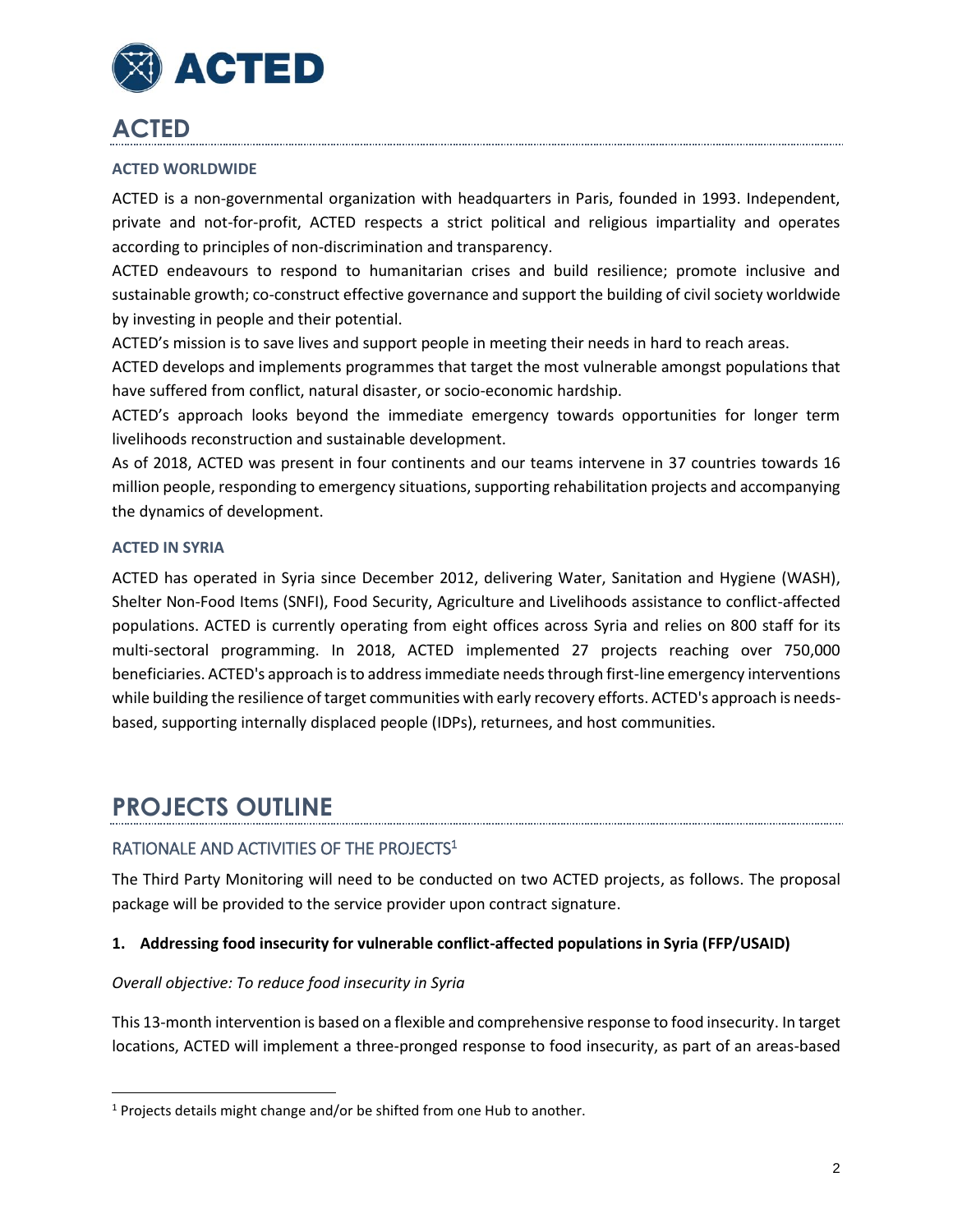# ACTED

### ACTED WORLDWIDE

ACTED is a non-governmental organization with headquarters in Paris, founded in 1993. Independent, private and not-for-profit, ACTED respects a strict political and religious impartiality and operates according to principles of non-discrimination and transparency.

ACTED endeavours to respond to humanitarian crises and build resilience; promote inclusive and sustainable growth; co-construct effective governance and support the building of civil society worldwide by investing in people and their potential.

ACTED's mission is to save lives and support people in meeting their needs in hard to reach areas.

ACTED develops and implements programmes that target the most vulnerable amongst populations that have suffered from conflict, natural disaster, or socio-economic hardship.

ACTED's approach looks beyond the immediate emergency towards opportunities for longer term livelihoods reconstruction and sustainable development.

As of 2018, ACTED was present in four continents and our teams intervene in 37 countries towards 16 million people, responding to emergency situations, supporting rehabilitation projects and accompanying the dynamics of development.

### ACTED IN SYRIA

ACTED has operated in Syria since December 2012, delivering Water, Sanitation and Hygiene (WASH), Shelter Non-Food Items (SNFI), Food Security, Agriculture and Livelihoods assistance to conflict-affected populations. ACTED is currently operating from eight offices across Syria and relies on 800 staff for its multi-sectoral programming. In 2018, ACTED implemented 27 projects reaching over 750,000 beneficiaries. ACTED's approach is to address immediate needs through first-line emergency interventions while building the resilience of target communities with early recovery efforts. ACTED's approach is needs-based, supporting internally displaced people (IDPs), returnees, and host communities.

# PROJECTS OUTLINE

## RATIONALE AND ACTIVITIES OF THE PROJECTS[1]

The Third Party Monitoring will need to be conducted on two ACTED projects, as follows. The proposal package will be provided to the service provider upon contract signature.

**1. Addressing food insecurity for vulnerable conflict-affected populations in Syria (FFP/USAID)**

*Overall objective: To reduce food insecurity in Syria*

This 13-month intervention is based on a flexible and comprehensive response to food insecurity. In target locations, ACTED will implement a three-pronged response to food insecurity, as part of an areas-based

[1] Projects details might change and/or be shifted from one Hub to another.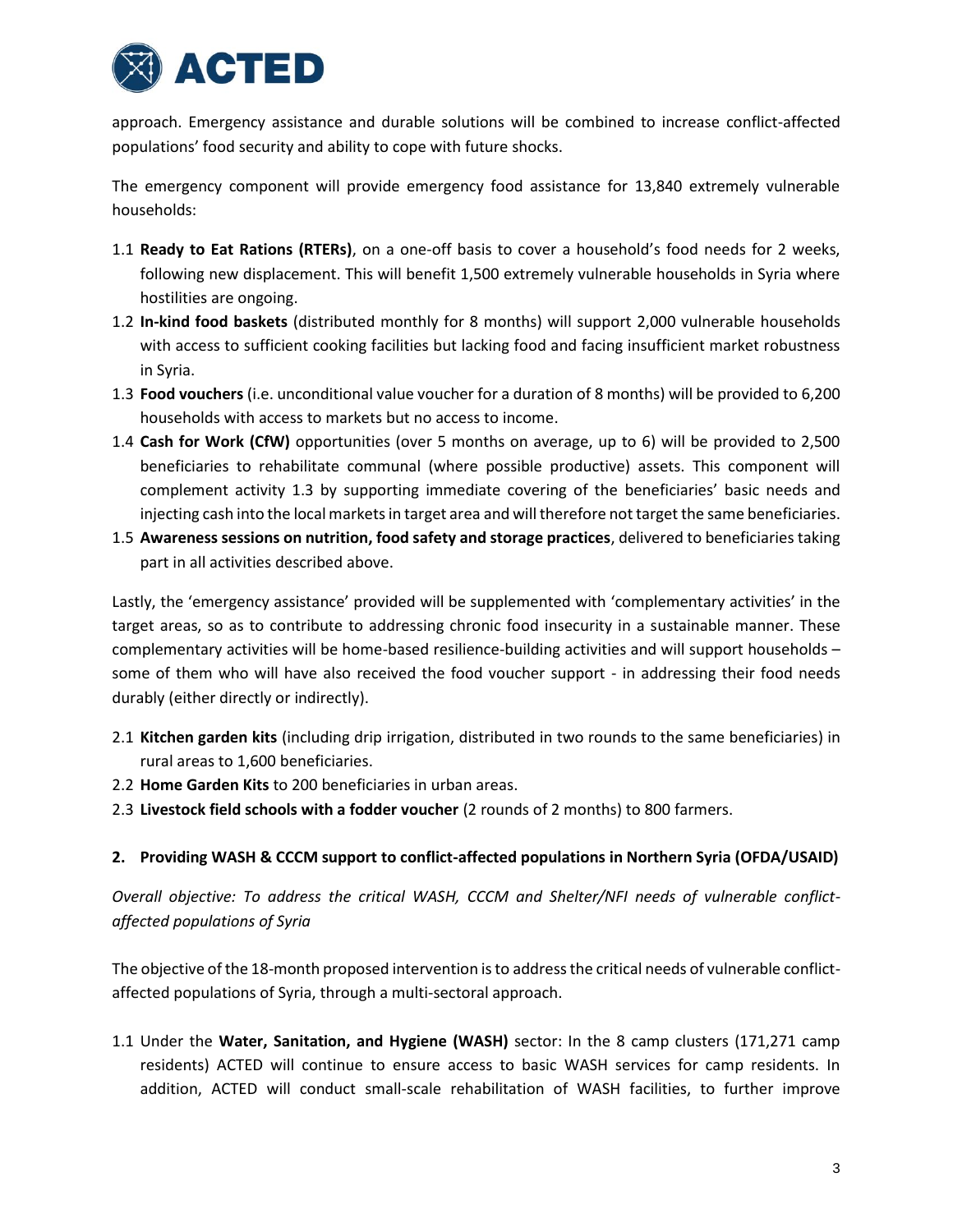approach. Emergency assistance and durable solutions will be combined to increase conflict-affected populations' food security and ability to cope with future shocks.

The emergency component will provide emergency food assistance for 13,840 extremely vulnerable households:

1.1 **Ready to Eat Rations (RTERs)**, on a one-off basis to cover a household's food needs for 2 weeks, following new displacement. This will benefit 1,500 extremely vulnerable households in Syria where hostilities are ongoing.
1.2 **In-kind food baskets** (distributed monthly for 8 months) will support 2,000 vulnerable households with access to sufficient cooking facilities but lacking food and facing insufficient market robustness in Syria.
1.3 **Food vouchers** (i.e. unconditional value voucher for a duration of 8 months) will be provided to 6,200 households with access to markets but no access to income.
1.4 **Cash for Work (CfW)** opportunities (over 5 months on average, up to 6) will be provided to 2,500 beneficiaries to rehabilitate communal (where possible productive) assets. This component will complement activity 1.3 by supporting immediate covering of the beneficiaries' basic needs and injecting cash into the local markets in target area and will therefore not target the same beneficiaries.
1.5 **Awareness sessions on nutrition, food safety and storage practices**, delivered to beneficiaries taking part in all activities described above.

Lastly, the 'emergency assistance' provided will be supplemented with 'complementary activities' in the target areas, so as to contribute to addressing chronic food insecurity in a sustainable manner. These complementary activities will be home-based resilience-building activities and will support households – some of them who will have also received the food voucher support - in addressing their food needs durably (either directly or indirectly).

2.1 **Kitchen garden kits** (including drip irrigation, distributed in two rounds to the same beneficiaries) in rural areas to 1,600 beneficiaries.
2.2 **Home Garden Kits** to 200 beneficiaries in urban areas.
2.3 **Livestock field schools with a fodder voucher** (2 rounds of 2 months) to 800 farmers.

**2. Providing WASH & CCCM support to conflict-affected populations in Northern Syria (OFDA/USAID)**

*Overall objective: To address the critical WASH, CCCM and Shelter/NFI needs of vulnerable conflict-affected populations of Syria*

The objective of the 18-month proposed intervention is to address the critical needs of vulnerable conflict-affected populations of Syria, through a multi-sectoral approach.

1.1 Under the **Water, Sanitation, and Hygiene (WASH)** sector: In the 8 camp clusters (171,271 camp residents) ACTED will continue to ensure access to basic WASH services for camp residents. In addition, ACTED will conduct small-scale rehabilitation of WASH facilities, to further improve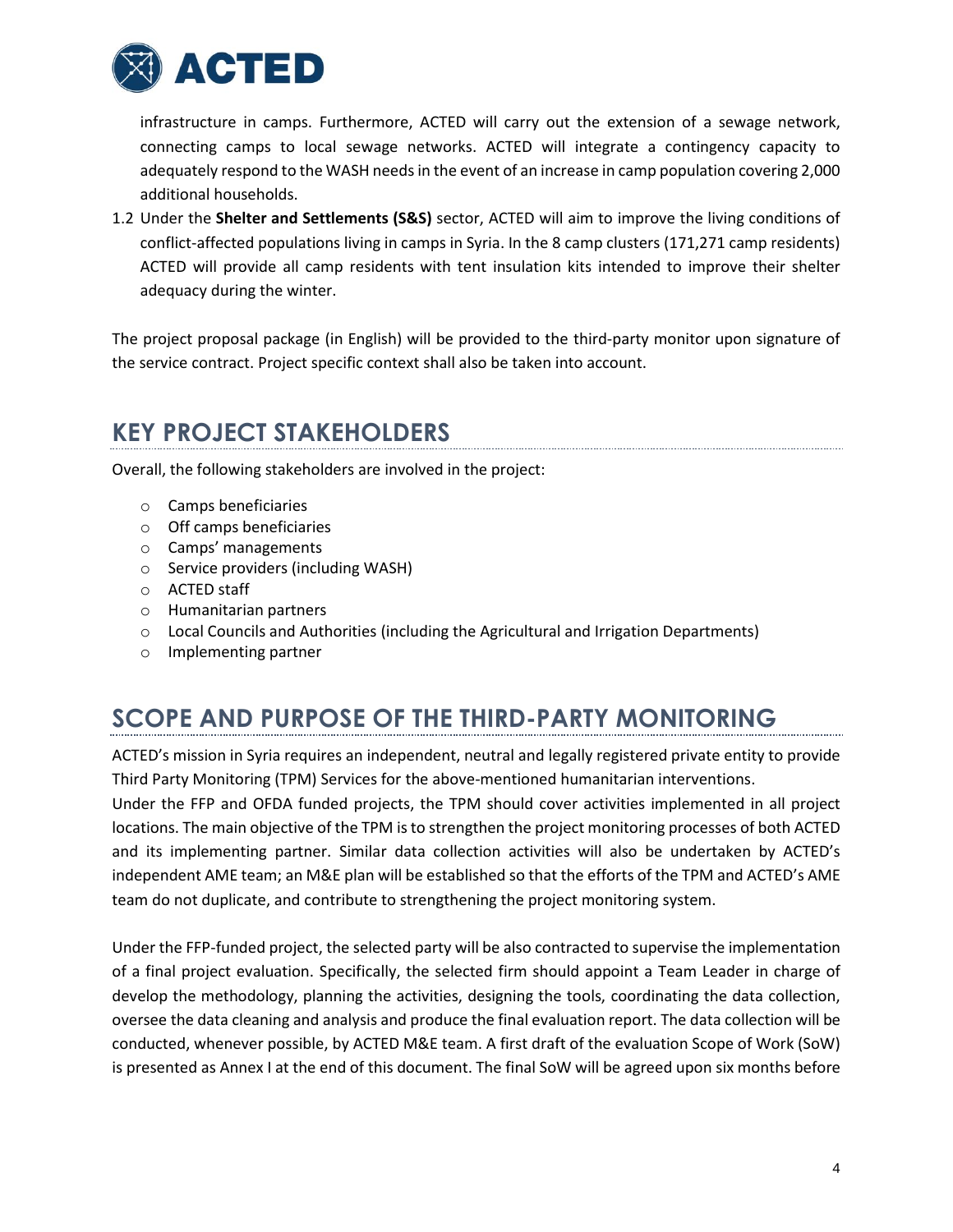infrastructure in camps. Furthermore, ACTED will carry out the extension of a sewage network, connecting camps to local sewage networks. ACTED will integrate a contingency capacity to adequately respond to the WASH needs in the event of an increase in camp population covering 2,000 additional households.

1.2 Under the **Shelter and Settlements (S&S)** sector, ACTED will aim to improve the living conditions of conflict-affected populations living in camps in Syria. In the 8 camp clusters (171,271 camp residents) ACTED will provide all camp residents with tent insulation kits intended to improve their shelter adequacy during the winter.

The project proposal package (in English) will be provided to the third-party monitor upon signature of the service contract. Project specific context shall also be taken into account.

## KEY PROJECT STAKEHOLDERS

Overall, the following stakeholders are involved in the project:

- Camps beneficiaries
- Off camps beneficiaries
- Camps' managements
- Service providers (including WASH)
- ACTED staff
- Humanitarian partners
- Local Councils and Authorities (including the Agricultural and Irrigation Departments)
- Implementing partner

## SCOPE AND PURPOSE OF THE THIRD-PARTY MONITORING

ACTED's mission in Syria requires an independent, neutral and legally registered private entity to provide Third Party Monitoring (TPM) Services for the above-mentioned humanitarian interventions.

Under the FFP and OFDA funded projects, the TPM should cover activities implemented in all project locations. The main objective of the TPM is to strengthen the project monitoring processes of both ACTED and its implementing partner. Similar data collection activities will also be undertaken by ACTED's independent AME team; an M&E plan will be established so that the efforts of the TPM and ACTED's AME team do not duplicate, and contribute to strengthening the project monitoring system.

Under the FFP-funded project, the selected party will be also contracted to supervise the implementation of a final project evaluation. Specifically, the selected firm should appoint a Team Leader in charge of develop the methodology, planning the activities, designing the tools, coordinating the data collection, oversee the data cleaning and analysis and produce the final evaluation report. The data collection will be conducted, whenever possible, by ACTED M&E team. A first draft of the evaluation Scope of Work (SoW) is presented as Annex I at the end of this document. The final SoW will be agreed upon six months before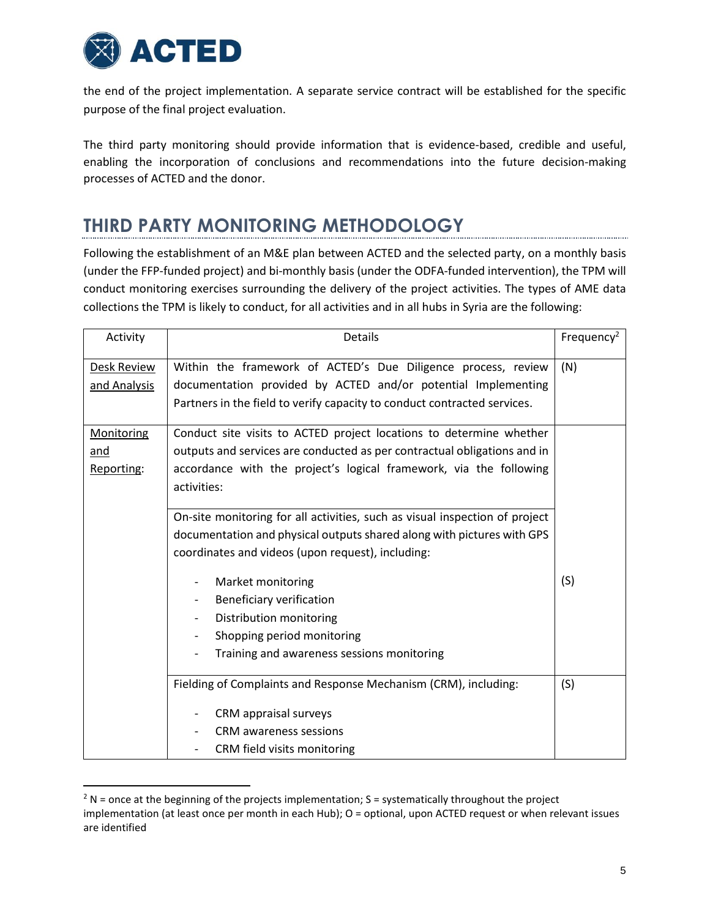the end of the project implementation. A separate service contract will be established for the specific purpose of the final project evaluation.

The third party monitoring should provide information that is evidence-based, credible and useful, enabling the incorporation of conclusions and recommendations into the future decision-making processes of ACTED and the donor.

## THIRD PARTY MONITORING METHODOLOGY

Following the establishment of an M&E plan between ACTED and the selected party, on a monthly basis (under the FFP-funded project) and bi-monthly basis (under the ODFA-funded intervention), the TPM will conduct monitoring exercises surrounding the delivery of the project activities. The types of AME data collections the TPM is likely to conduct, for all activities and in all hubs in Syria are the following:

| Activity | Details | Frequency[2] |
|---|---|---|
| Desk Review and Analysis | Within the framework of ACTED's Due Diligence process, review documentation provided by ACTED and/or potential Implementing Partners in the field to verify capacity to conduct contracted services. | (N) |
| Monitoring and Reporting: | Conduct site visits to ACTED project locations to determine whether outputs and services are conducted as per contractual obligations and in accordance with the project's logical framework, via the following activities: | |
| | On-site monitoring for all activities, such as visual inspection of project documentation and physical outputs shared along with pictures with GPS coordinates and videos (upon request), including:<br>- Market monitoring<br>- Beneficiary verification<br>- Distribution monitoring<br>- Shopping period monitoring<br>- Training and awareness sessions monitoring | (S) |
| | Fielding of Complaints and Response Mechanism (CRM), including:<br>- CRM appraisal surveys<br>- CRM awareness sessions<br>- CRM field visits monitoring | (S) |

[2] N = once at the beginning of the projects implementation; S = systematically throughout the project implementation (at least once per month in each Hub); O = optional, upon ACTED request or when relevant issues are identified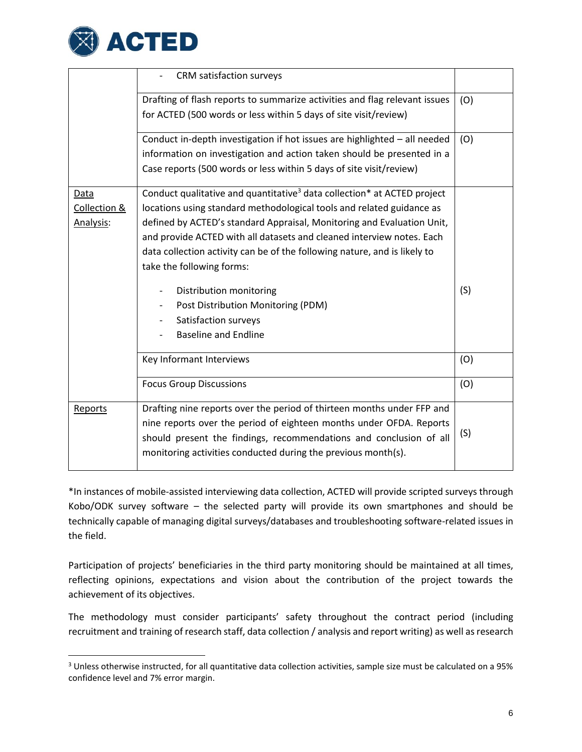| | | |
|---|---|---|
| | - CRM satisfaction surveys | |
| | Drafting of flash reports to summarize activities and flag relevant issues for ACTED (500 words or less within 5 days of site visit/review) | (O) |
| | Conduct in-depth investigation if hot issues are highlighted – all needed information on investigation and action taken should be presented in a Case reports (500 words or less within 5 days of site visit/review) | (O) |
| Data Collection & Analysis: | Conduct qualitative and quantitative[3] data collection* at ACTED project locations using standard methodological tools and related guidance as defined by ACTED's standard Appraisal, Monitoring and Evaluation Unit, and provide ACTED with all datasets and cleaned interview notes. Each data collection activity can be of the following nature, and is likely to take the following forms:<br>- Distribution monitoring<br>- Post Distribution Monitoring (PDM)<br>- Satisfaction surveys<br>- Baseline and Endline | (S) |
| | Key Informant Interviews | (O) |
| | Focus Group Discussions | (O) |
| Reports | Drafting nine reports over the period of thirteen months under FFP and nine reports over the period of eighteen months under OFDA. Reports should present the findings, recommendations and conclusion of all monitoring activities conducted during the previous month(s). | (S) |

*In instances of mobile-assisted interviewing data collection, ACTED will provide scripted surveys through Kobo/ODK survey software – the selected party will provide its own smartphones and should be technically capable of managing digital surveys/databases and troubleshooting software-related issues in the field.

Participation of projects' beneficiaries in the third party monitoring should be maintained at all times, reflecting opinions, expectations and vision about the contribution of the project towards the achievement of its objectives.

The methodology must consider participants' safety throughout the contract period (including recruitment and training of research staff, data collection / analysis and report writing) as well as research

[3] Unless otherwise instructed, for all quantitative data collection activities, sample size must be calculated on a 95% confidence level and 7% error margin.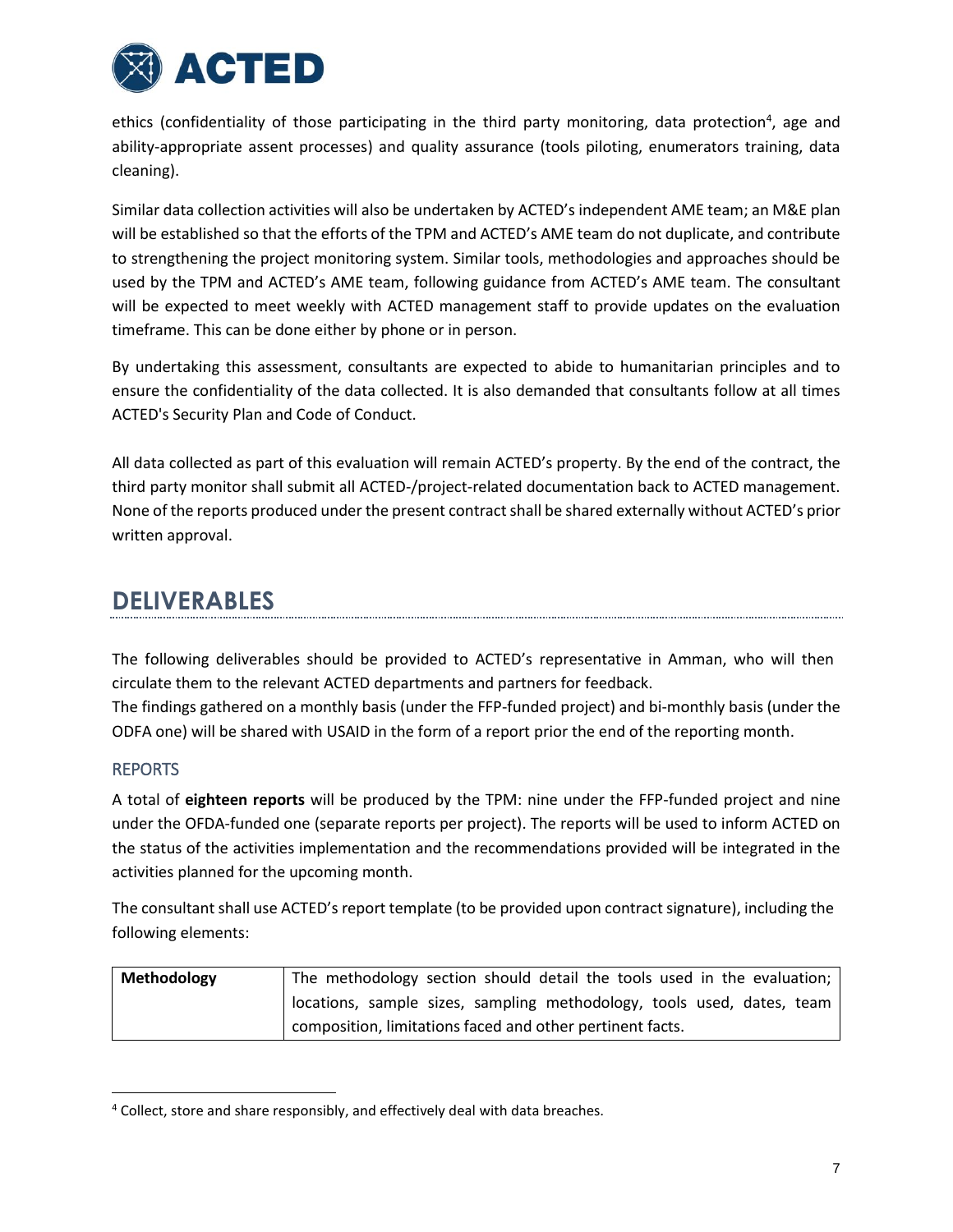ethics (confidentiality of those participating in the third party monitoring, data protection[4], age and ability-appropriate assent processes) and quality assurance (tools piloting, enumerators training, data cleaning).

Similar data collection activities will also be undertaken by ACTED's independent AME team; an M&E plan will be established so that the efforts of the TPM and ACTED's AME team do not duplicate, and contribute to strengthening the project monitoring system. Similar tools, methodologies and approaches should be used by the TPM and ACTED's AME team, following guidance from ACTED's AME team. The consultant will be expected to meet weekly with ACTED management staff to provide updates on the evaluation timeframe. This can be done either by phone or in person.

By undertaking this assessment, consultants are expected to abide to humanitarian principles and to ensure the confidentiality of the data collected. It is also demanded that consultants follow at all times ACTED's Security Plan and Code of Conduct.

All data collected as part of this evaluation will remain ACTED's property. By the end of the contract, the third party monitor shall submit all ACTED-/project-related documentation back to ACTED management. None of the reports produced under the present contract shall be shared externally without ACTED's prior written approval.

## DELIVERABLES

The following deliverables should be provided to ACTED's representative in Amman, who will then circulate them to the relevant ACTED departments and partners for feedback.
The findings gathered on a monthly basis (under the FFP-funded project) and bi-monthly basis (under the ODFA one) will be shared with USAID in the form of a report prior the end of the reporting month.

### REPORTS

A total of **eighteen reports** will be produced by the TPM: nine under the FFP-funded project and nine under the OFDA-funded one (separate reports per project). The reports will be used to inform ACTED on the status of the activities implementation and the recommendations provided will be integrated in the activities planned for the upcoming month.

The consultant shall use ACTED's report template (to be provided upon contract signature), including the following elements:

| | |
|---|---|
| **Methodology** | The methodology section should detail the tools used in the evaluation; locations, sample sizes, sampling methodology, tools used, dates, team composition, limitations faced and other pertinent facts. |

[4] Collect, store and share responsibly, and effectively deal with data breaches.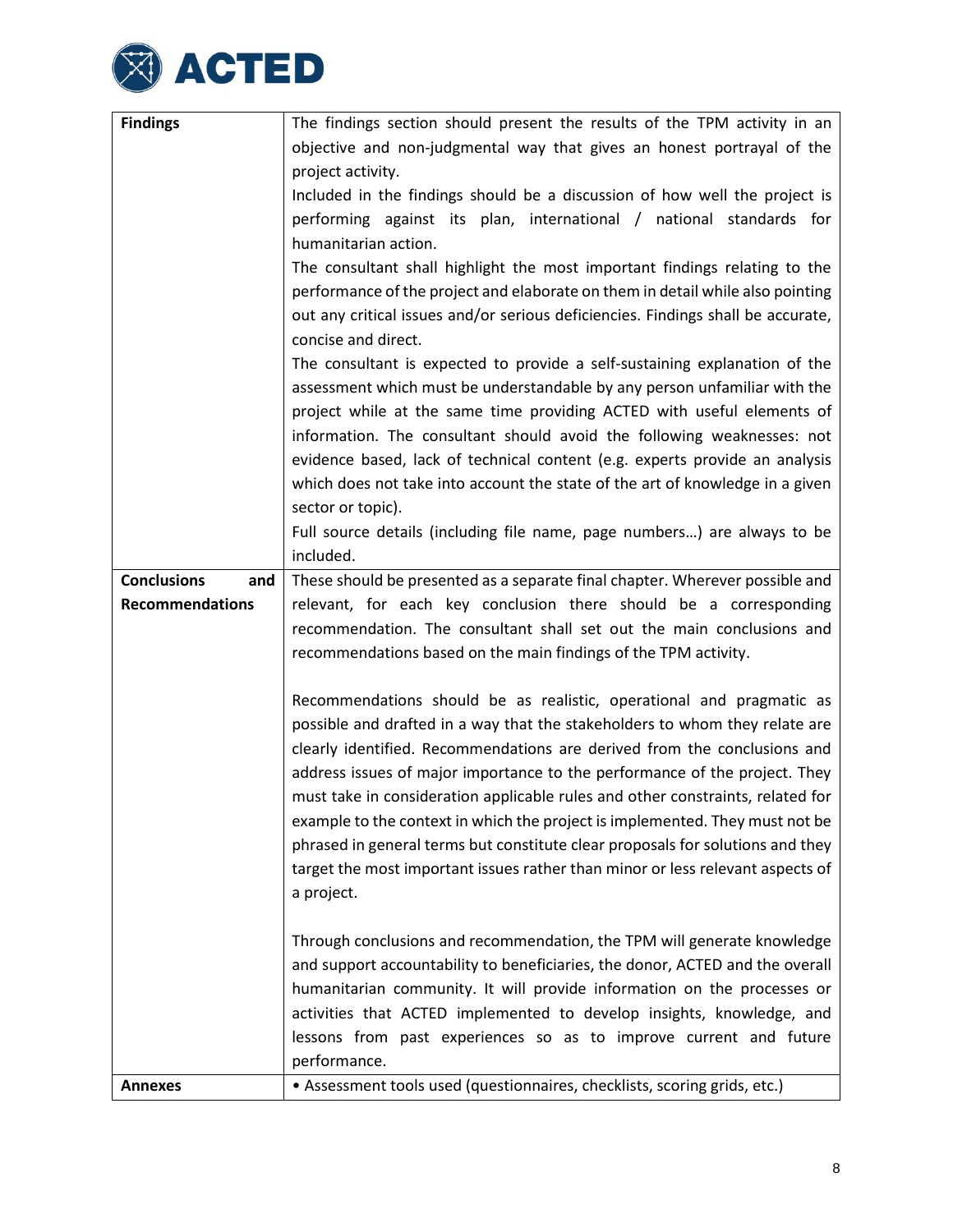| | |
|---|---|
| **Findings** | The findings section should present the results of the TPM activity in an objective and non-judgmental way that gives an honest portrayal of the project activity.<br>Included in the findings should be a discussion of how well the project is performing against its plan, international / national standards for humanitarian action.<br>The consultant shall highlight the most important findings relating to the performance of the project and elaborate on them in detail while also pointing out any critical issues and/or serious deficiencies. Findings shall be accurate, concise and direct.<br>The consultant is expected to provide a self-sustaining explanation of the assessment which must be understandable by any person unfamiliar with the project while at the same time providing ACTED with useful elements of information. The consultant should avoid the following weaknesses: not evidence based, lack of technical content (e.g. experts provide an analysis which does not take into account the state of the art of knowledge in a given sector or topic).<br>Full source details (including file name, page numbers…) are always to be included. |
| **Conclusions and Recommendations** | These should be presented as a separate final chapter. Wherever possible and relevant, for each key conclusion there should be a corresponding recommendation. The consultant shall set out the main conclusions and recommendations based on the main findings of the TPM activity.<br><br>Recommendations should be as realistic, operational and pragmatic as possible and drafted in a way that the stakeholders to whom they relate are clearly identified. Recommendations are derived from the conclusions and address issues of major importance to the performance of the project. They must take in consideration applicable rules and other constraints, related for example to the context in which the project is implemented. They must not be phrased in general terms but constitute clear proposals for solutions and they target the most important issues rather than minor or less relevant aspects of a project.<br><br>Through conclusions and recommendation, the TPM will generate knowledge and support accountability to beneficiaries, the donor, ACTED and the overall humanitarian community. It will provide information on the processes or activities that ACTED implemented to develop insights, knowledge, and lessons from past experiences so as to improve current and future performance. |
| **Annexes** | • Assessment tools used (questionnaires, checklists, scoring grids, etc.) |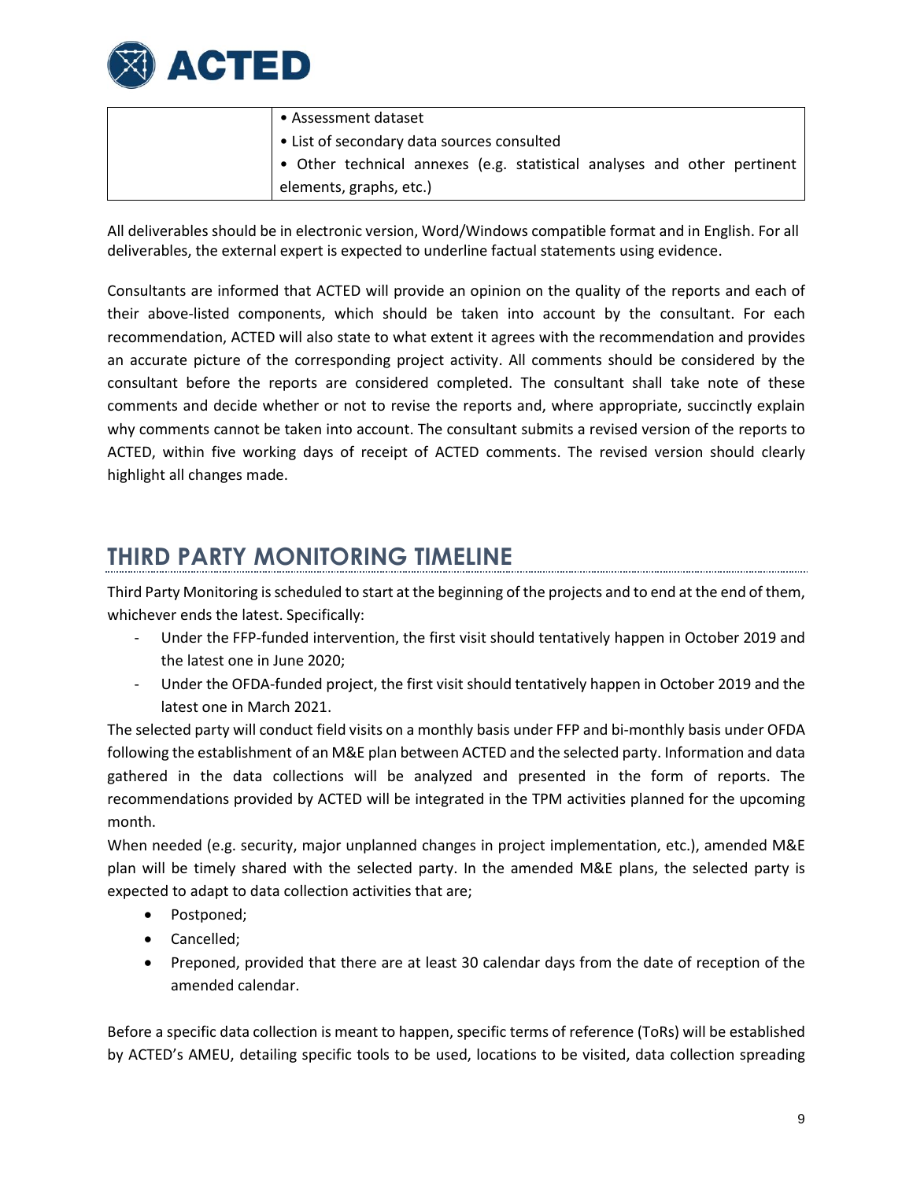|  |  |
|---|---|
|  | • Assessment dataset<br>• List of secondary data sources consulted<br>• Other technical annexes (e.g. statistical analyses and other pertinent elements, graphs, etc.) |

All deliverables should be in electronic version, Word/Windows compatible format and in English. For all deliverables, the external expert is expected to underline factual statements using evidence.

Consultants are informed that ACTED will provide an opinion on the quality of the reports and each of their above-listed components, which should be taken into account by the consultant. For each recommendation, ACTED will also state to what extent it agrees with the recommendation and provides an accurate picture of the corresponding project activity. All comments should be considered by the consultant before the reports are considered completed. The consultant shall take note of these comments and decide whether or not to revise the reports and, where appropriate, succinctly explain why comments cannot be taken into account. The consultant submits a revised version of the reports to ACTED, within five working days of receipt of ACTED comments. The revised version should clearly highlight all changes made.

## THIRD PARTY MONITORING TIMELINE

Third Party Monitoring is scheduled to start at the beginning of the projects and to end at the end of them, whichever ends the latest. Specifically:

- Under the FFP-funded intervention, the first visit should tentatively happen in October 2019 and the latest one in June 2020;
- Under the OFDA-funded project, the first visit should tentatively happen in October 2019 and the latest one in March 2021.

The selected party will conduct field visits on a monthly basis under FFP and bi-monthly basis under OFDA following the establishment of an M&E plan between ACTED and the selected party. Information and data gathered in the data collections will be analyzed and presented in the form of reports. The recommendations provided by ACTED will be integrated in the TPM activities planned for the upcoming month.

When needed (e.g. security, major unplanned changes in project implementation, etc.), amended M&E plan will be timely shared with the selected party. In the amended M&E plans, the selected party is expected to adapt to data collection activities that are;

- Postponed;
- Cancelled;
- Preponed, provided that there are at least 30 calendar days from the date of reception of the amended calendar.

Before a specific data collection is meant to happen, specific terms of reference (ToRs) will be established by ACTED's AMEU, detailing specific tools to be used, locations to be visited, data collection spreading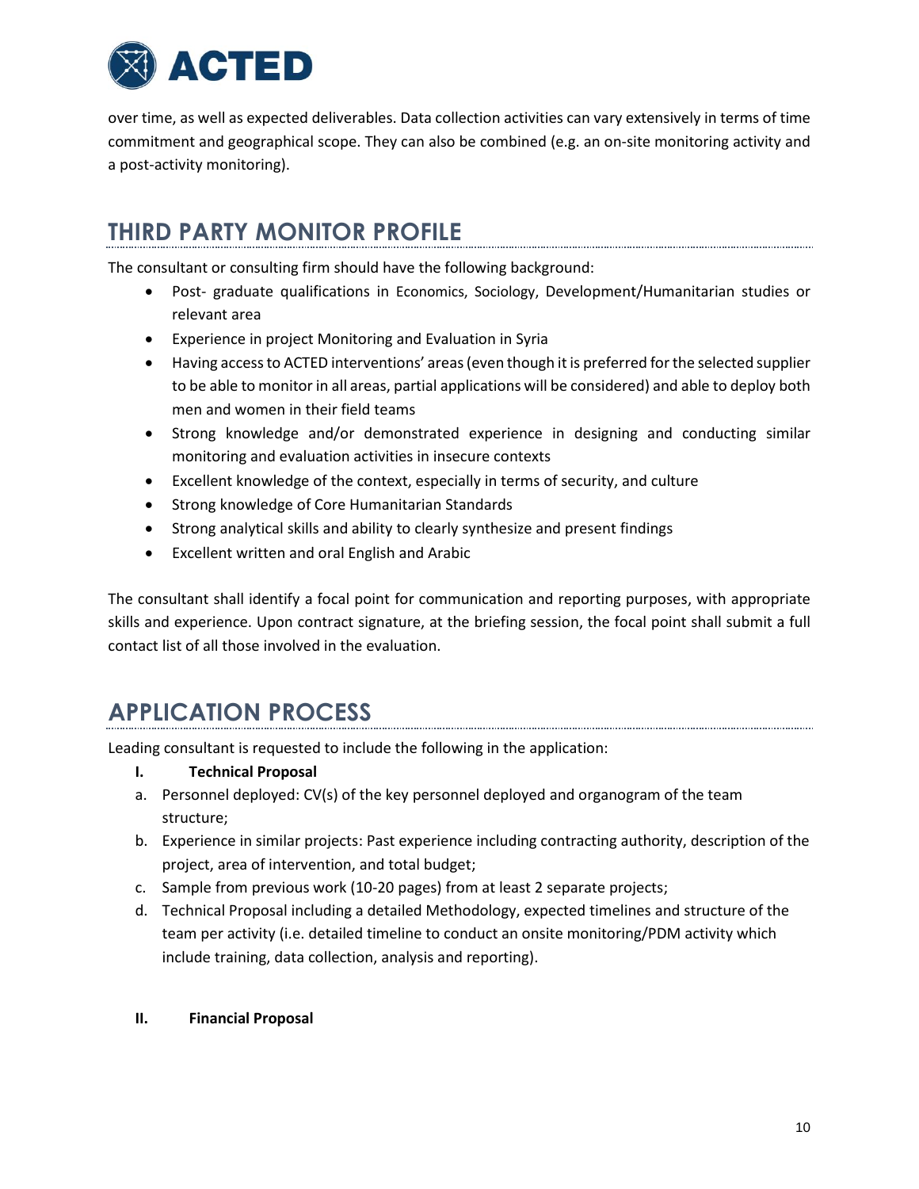over time, as well as expected deliverables. Data collection activities can vary extensively in terms of time commitment and geographical scope. They can also be combined (e.g. an on-site monitoring activity and a post-activity monitoring).

## THIRD PARTY MONITOR PROFILE

The consultant or consulting firm should have the following background:

- Post- graduate qualifications in Economics, Sociology, Development/Humanitarian studies or relevant area
- Experience in project Monitoring and Evaluation in Syria
- Having access to ACTED interventions' areas (even though it is preferred for the selected supplier to be able to monitor in all areas, partial applications will be considered) and able to deploy both men and women in their field teams
- Strong knowledge and/or demonstrated experience in designing and conducting similar monitoring and evaluation activities in insecure contexts
- Excellent knowledge of the context, especially in terms of security, and culture
- Strong knowledge of Core Humanitarian Standards
- Strong analytical skills and ability to clearly synthesize and present findings
- Excellent written and oral English and Arabic

The consultant shall identify a focal point for communication and reporting purposes, with appropriate skills and experience. Upon contract signature, at the briefing session, the focal point shall submit a full contact list of all those involved in the evaluation.

## APPLICATION PROCESS

Leading consultant is requested to include the following in the application:

**I. Technical Proposal**

a. Personnel deployed: CV(s) of the key personnel deployed and organogram of the team structure;
b. Experience in similar projects: Past experience including contracting authority, description of the project, area of intervention, and total budget;
c. Sample from previous work (10-20 pages) from at least 2 separate projects;
d. Technical Proposal including a detailed Methodology, expected timelines and structure of the team per activity (i.e. detailed timeline to conduct an onsite monitoring/PDM activity which include training, data collection, analysis and reporting).

**II. Financial Proposal**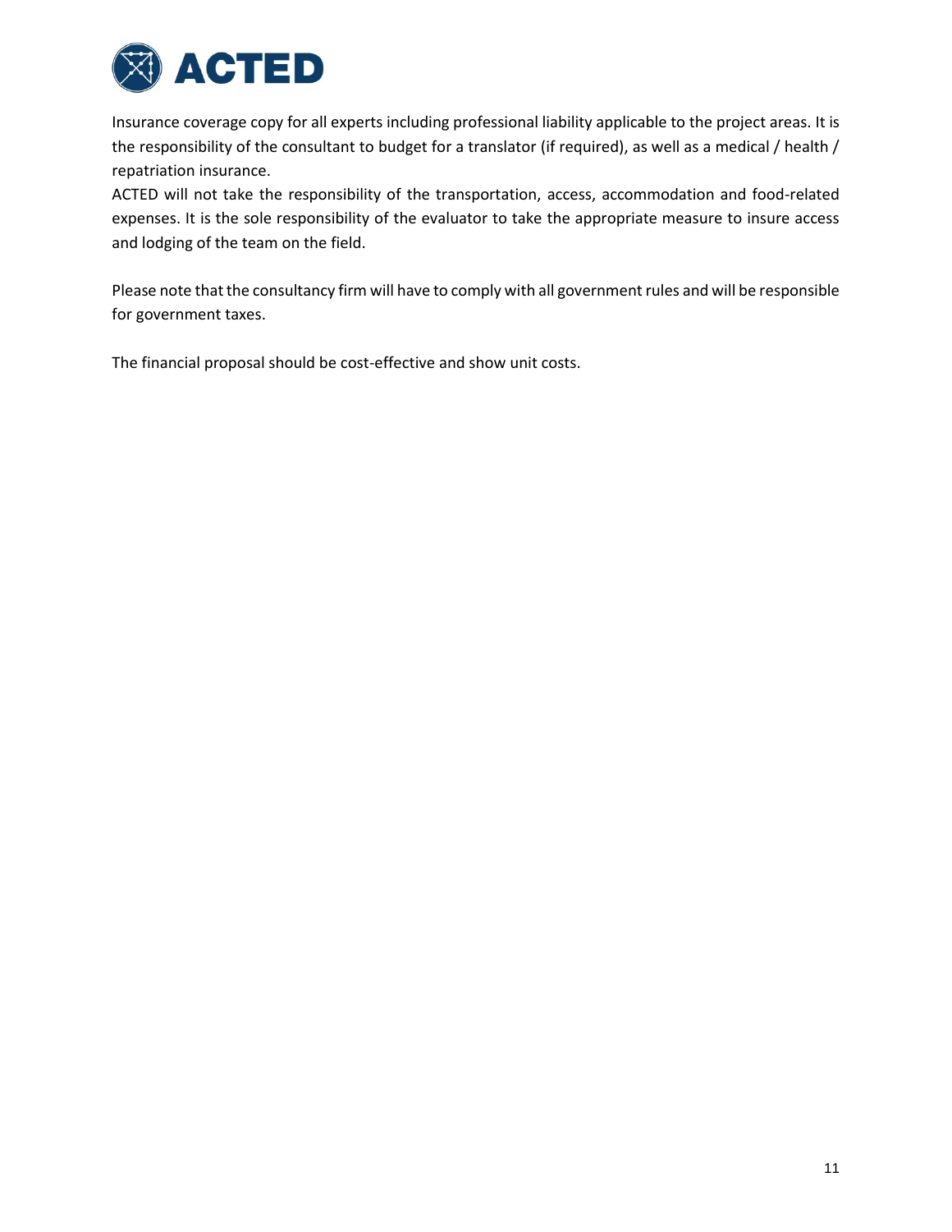Insurance coverage copy for all experts including professional liability applicable to the project areas. It is the responsibility of the consultant to budget for a translator (if required), as well as a medical / health / repatriation insurance.
ACTED will not take the responsibility of the transportation, access, accommodation and food-related expenses. It is the sole responsibility of the evaluator to take the appropriate measure to insure access and lodging of the team on the field.

Please note that the consultancy firm will have to comply with all government rules and will be responsible for government taxes.

The financial proposal should be cost-effective and show unit costs.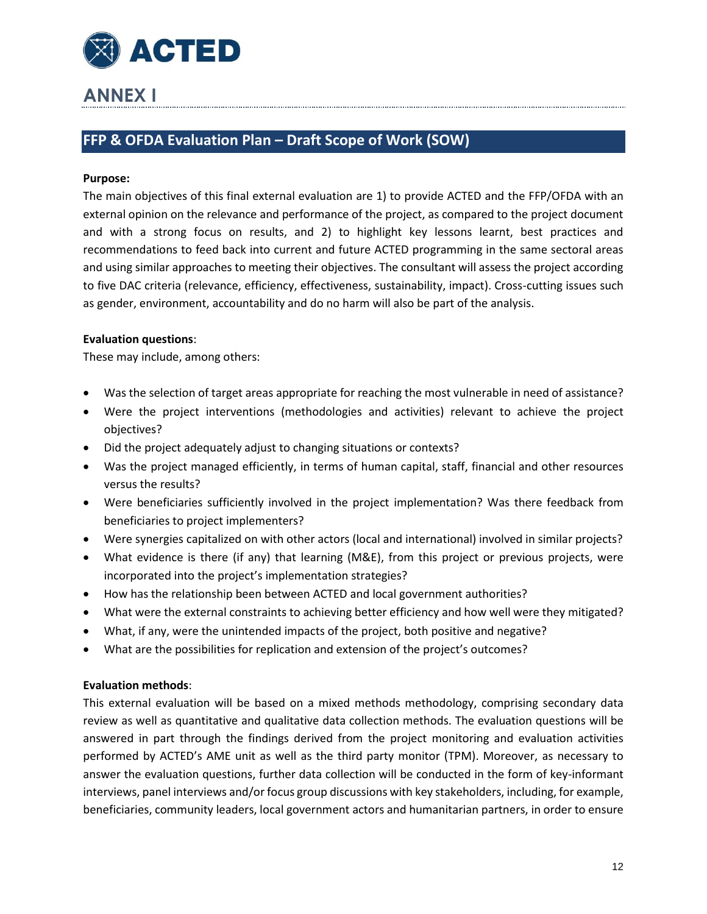# ANNEX I

## FFP & OFDA Evaluation Plan – Draft Scope of Work (SOW)

**Purpose:**

The main objectives of this final external evaluation are 1) to provide ACTED and the FFP/OFDA with an external opinion on the relevance and performance of the project, as compared to the project document and with a strong focus on results, and 2) to highlight key lessons learnt, best practices and recommendations to feed back into current and future ACTED programming in the same sectoral areas and using similar approaches to meeting their objectives. The consultant will assess the project according to five DAC criteria (relevance, efficiency, effectiveness, sustainability, impact). Cross-cutting issues such as gender, environment, accountability and do no harm will also be part of the analysis.

**Evaluation questions**:

These may include, among others:

- Was the selection of target areas appropriate for reaching the most vulnerable in need of assistance?
- Were the project interventions (methodologies and activities) relevant to achieve the project objectives?
- Did the project adequately adjust to changing situations or contexts?
- Was the project managed efficiently, in terms of human capital, staff, financial and other resources versus the results?
- Were beneficiaries sufficiently involved in the project implementation? Was there feedback from beneficiaries to project implementers?
- Were synergies capitalized on with other actors (local and international) involved in similar projects?
- What evidence is there (if any) that learning (M&E), from this project or previous projects, were incorporated into the project's implementation strategies?
- How has the relationship been between ACTED and local government authorities?
- What were the external constraints to achieving better efficiency and how well were they mitigated?
- What, if any, were the unintended impacts of the project, both positive and negative?
- What are the possibilities for replication and extension of the project's outcomes?

**Evaluation methods**:

This external evaluation will be based on a mixed methods methodology, comprising secondary data review as well as quantitative and qualitative data collection methods. The evaluation questions will be answered in part through the findings derived from the project monitoring and evaluation activities performed by ACTED's AME unit as well as the third party monitor (TPM). Moreover, as necessary to answer the evaluation questions, further data collection will be conducted in the form of key-informant interviews, panel interviews and/or focus group discussions with key stakeholders, including, for example, beneficiaries, community leaders, local government actors and humanitarian partners, in order to ensure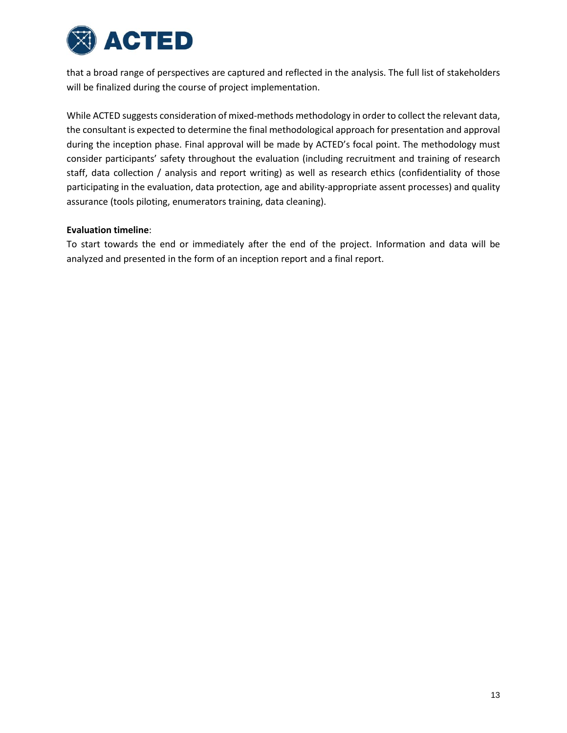that a broad range of perspectives are captured and reflected in the analysis. The full list of stakeholders will be finalized during the course of project implementation.

While ACTED suggests consideration of mixed-methods methodology in order to collect the relevant data, the consultant is expected to determine the final methodological approach for presentation and approval during the inception phase. Final approval will be made by ACTED's focal point. The methodology must consider participants' safety throughout the evaluation (including recruitment and training of research staff, data collection / analysis and report writing) as well as research ethics (confidentiality of those participating in the evaluation, data protection, age and ability-appropriate assent processes) and quality assurance (tools piloting, enumerators training, data cleaning).

**Evaluation timeline**:
To start towards the end or immediately after the end of the project. Information and data will be analyzed and presented in the form of an inception report and a final report.